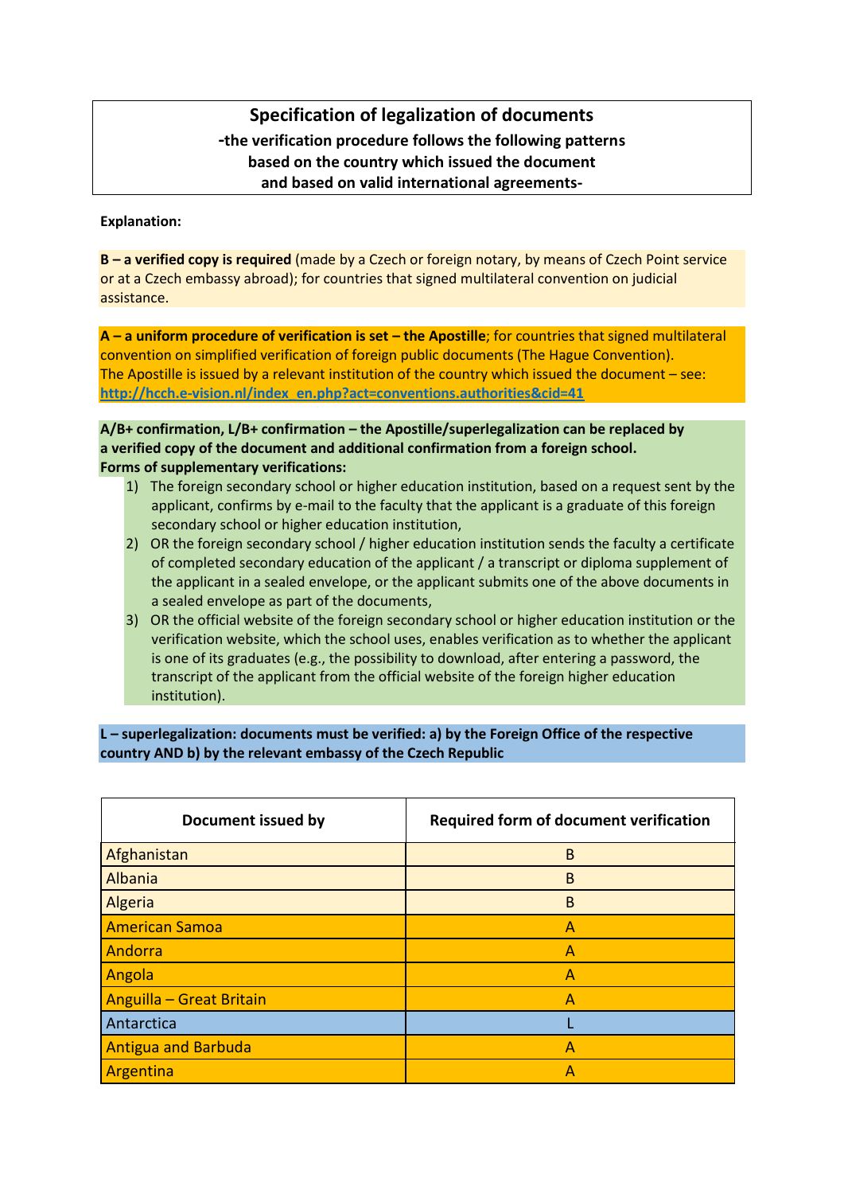# Specification of legalization of documents

**-the verification procedure follows the following patterns based on the country which issued the document and based on valid international agreements-**

**Explanation:**

**B – a verified copy is required** (made by a Czech or foreign notary, by means of Czech Point service or at a Czech embassy abroad); for countries that signed multilateral convention on judicial assistance.

**A – a uniform procedure of verification is set – the Apostille**; for countries that signed multilateral convention on simplified verification of foreign public documents (The Hague Convention). The Apostille is issued by a relevant institution of the country which issued the document – see: **http://hcch.e-vision.nl/index_en.php?act=conventions.authorities&cid=41**

**A/B+ confirmation, L/B+ confirmation – the Apostille/superlegalization can be replaced by a verified copy of the document and additional confirmation from a foreign school.**
**Forms of supplementary verifications:**

1) The foreign secondary school or higher education institution, based on a request sent by the applicant, confirms by e-mail to the faculty that the applicant is a graduate of this foreign secondary school or higher education institution,
2) OR the foreign secondary school / higher education institution sends the faculty a certificate of completed secondary education of the applicant / a transcript or diploma supplement of the applicant in a sealed envelope, or the applicant submits one of the above documents in a sealed envelope as part of the documents,
3) OR the official website of the foreign secondary school or higher education institution or the verification website, which the school uses, enables verification as to whether the applicant is one of its graduates (e.g., the possibility to download, after entering a password, the transcript of the applicant from the official website of the foreign higher education institution).

**L – superlegalization: documents must be verified: a) by the Foreign Office of the respective country AND b) by the relevant embassy of the Czech Republic**

| Document issued by | Required form of document verification |
|---|---|
| Afghanistan | B |
| Albania | B |
| Algeria | B |
| American Samoa | A |
| Andorra | A |
| Angola | A |
| Anguilla – Great Britain | A |
| Antarctica | L |
| Antigua and Barbuda | A |
| Argentina | A |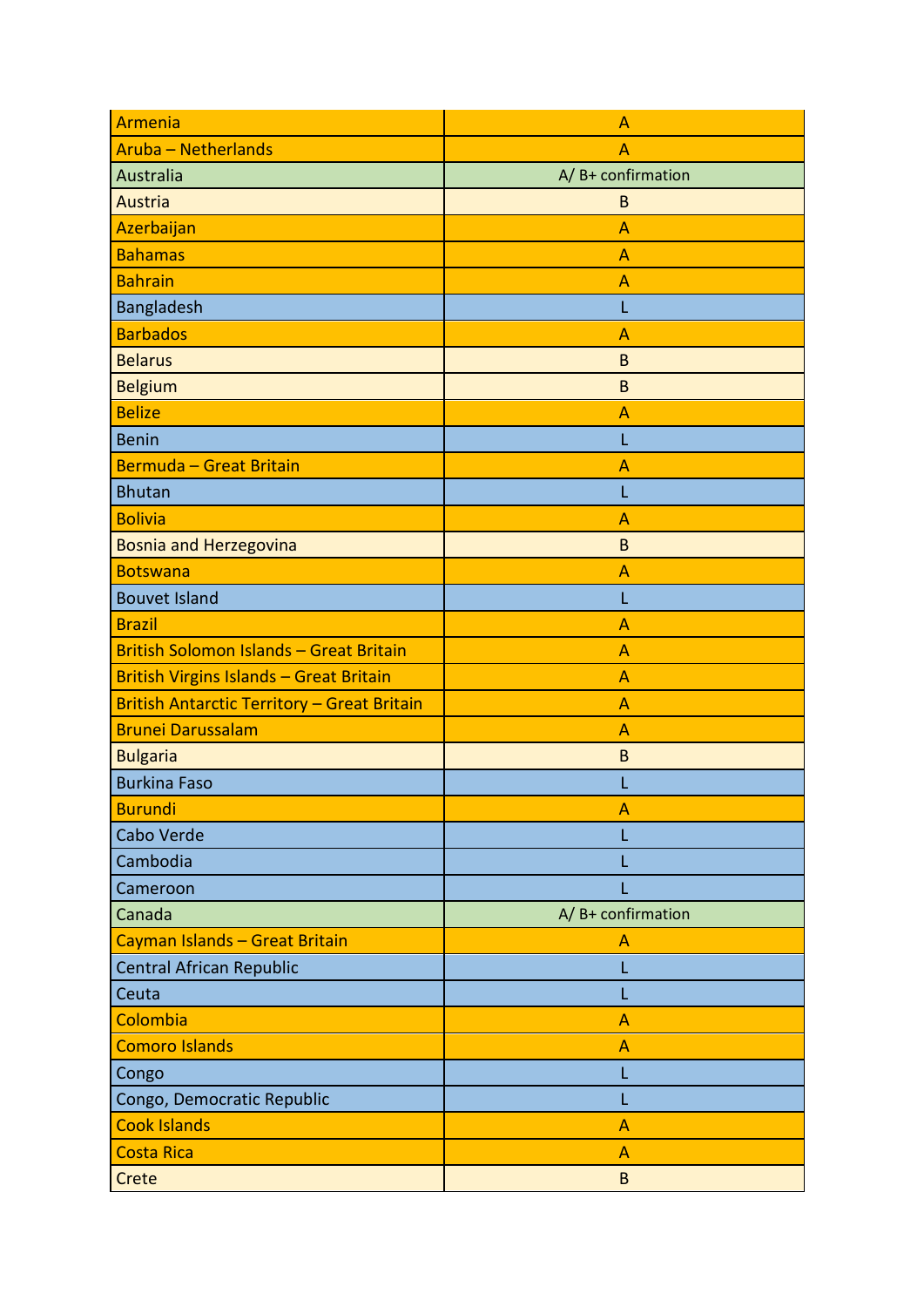| | |
|---|---|
| Armenia | A |
| Aruba – Netherlands | A |
| Australia | A/ B+ confirmation |
| Austria | B |
| Azerbaijan | A |
| Bahamas | A |
| Bahrain | A |
| Bangladesh | L |
| Barbados | A |
| Belarus | B |
| Belgium | B |
| Belize | A |
| Benin | L |
| Bermuda – Great Britain | A |
| Bhutan | L |
| Bolivia | A |
| Bosnia and Herzegovina | B |
| Botswana | A |
| Bouvet Island | L |
| Brazil | A |
| British Solomon Islands – Great Britain | A |
| British Virgins Islands – Great Britain | A |
| British Antarctic Territory – Great Britain | A |
| Brunei Darussalam | A |
| Bulgaria | B |
| Burkina Faso | L |
| Burundi | A |
| Cabo Verde | L |
| Cambodia | L |
| Cameroon | L |
| Canada | A/ B+ confirmation |
| Cayman Islands – Great Britain | A |
| Central African Republic | L |
| Ceuta | L |
| Colombia | A |
| Comoro Islands | A |
| Congo | L |
| Congo, Democratic Republic | L |
| Cook Islands | A |
| Costa Rica | A |
| Crete | B |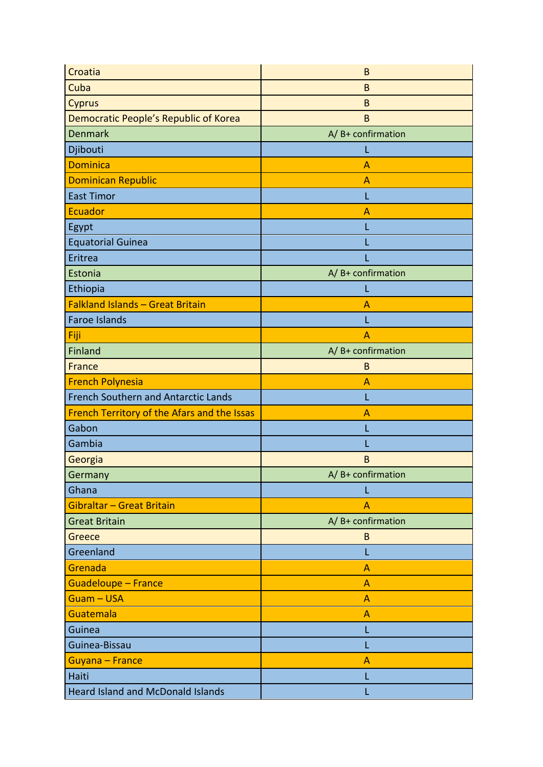| | |
|---|---|
| Croatia | B |
| Cuba | B |
| Cyprus | B |
| Democratic People’s Republic of Korea | B |
| Denmark | A/ B+ confirmation |
| Djibouti | L |
| Dominica | A |
| Dominican Republic | A |
| East Timor | L |
| Ecuador | A |
| Egypt | L |
| Equatorial Guinea | L |
| Eritrea | L |
| Estonia | A/ B+ confirmation |
| Ethiopia | L |
| Falkland Islands – Great Britain | A |
| Faroe Islands | L |
| Fiji | A |
| Finland | A/ B+ confirmation |
| France | B |
| French Polynesia | A |
| French Southern and Antarctic Lands | L |
| French Territory of the Afars and the Issas | A |
| Gabon | L |
| Gambia | L |
| Georgia | B |
| Germany | A/ B+ confirmation |
| Ghana | L |
| Gibraltar – Great Britain | A |
| Great Britain | A/ B+ confirmation |
| Greece | B |
| Greenland | L |
| Grenada | A |
| Guadeloupe – France | A |
| Guam – USA | A |
| Guatemala | A |
| Guinea | L |
| Guinea-Bissau | L |
| Guyana – France | A |
| Haiti | L |
| Heard Island and McDonald Islands | L |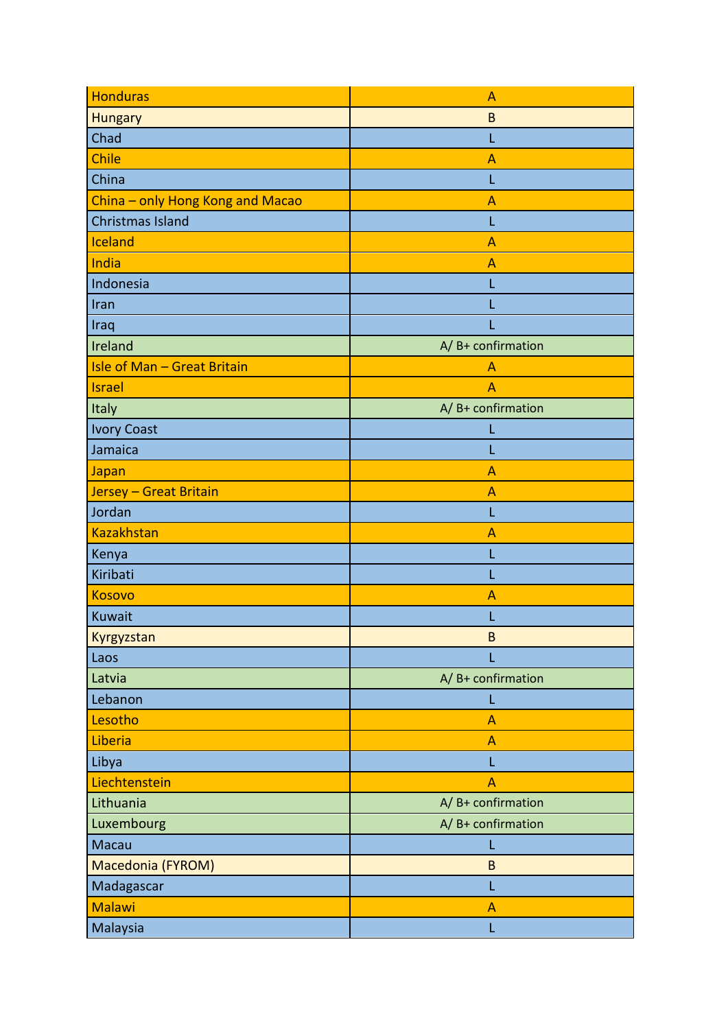| Honduras | A |
|---|---|
| Hungary | B |
| Chad | L |
| Chile | A |
| China | L |
| China – only Hong Kong and Macao | A |
| Christmas Island | L |
| Iceland | A |
| India | A |
| Indonesia | L |
| Iran | L |
| Iraq | L |
| Ireland | A/ B+ confirmation |
| Isle of Man – Great Britain | A |
| Israel | A |
| Italy | A/ B+ confirmation |
| Ivory Coast | L |
| Jamaica | L |
| Japan | A |
| Jersey – Great Britain | A |
| Jordan | L |
| Kazakhstan | A |
| Kenya | L |
| Kiribati | L |
| Kosovo | A |
| Kuwait | L |
| Kyrgyzstan | B |
| Laos | L |
| Latvia | A/ B+ confirmation |
| Lebanon | L |
| Lesotho | A |
| Liberia | A |
| Libya | L |
| Liechtenstein | A |
| Lithuania | A/ B+ confirmation |
| Luxembourg | A/ B+ confirmation |
| Macau | L |
| Macedonia (FYROM) | B |
| Madagascar | L |
| Malawi | A |
| Malaysia | L |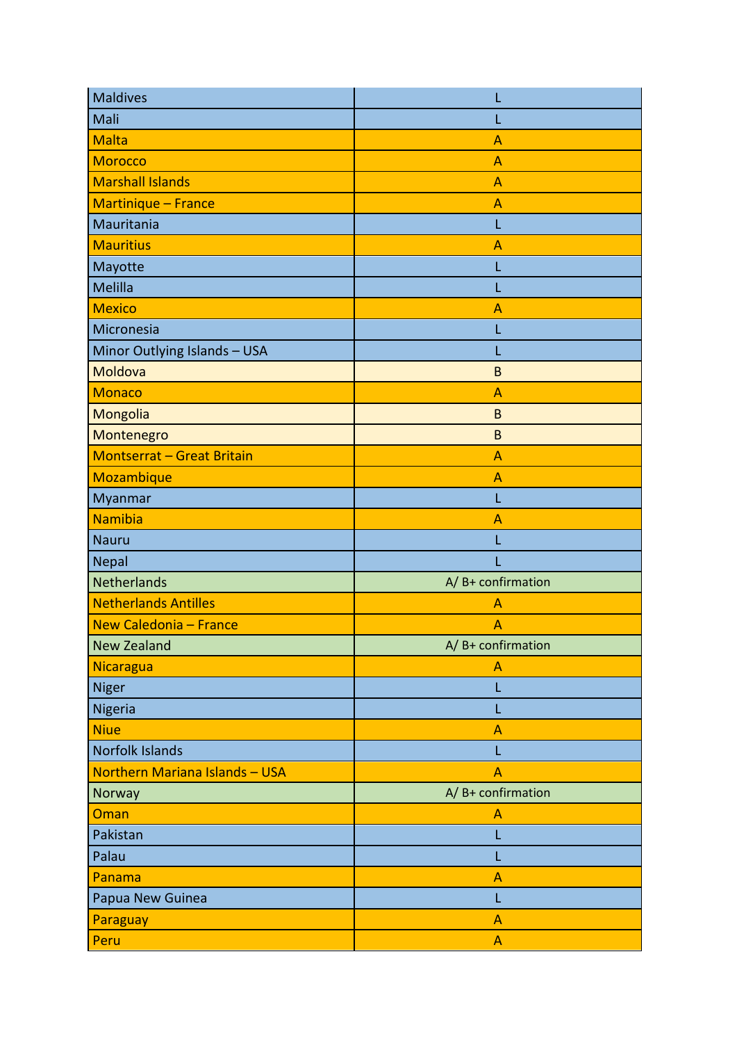| Maldives | L |
|---|---|
| Mali | L |
| Malta | A |
| Morocco | A |
| Marshall Islands | A |
| Martinique – France | A |
| Mauritania | L |
| Mauritius | A |
| Mayotte | L |
| Melilla | L |
| Mexico | A |
| Micronesia | L |
| Minor Outlying Islands – USA | L |
| Moldova | B |
| Monaco | A |
| Mongolia | B |
| Montenegro | B |
| Montserrat – Great Britain | A |
| Mozambique | A |
| Myanmar | L |
| Namibia | A |
| Nauru | L |
| Nepal | L |
| Netherlands | A/ B+ confirmation |
| Netherlands Antilles | A |
| New Caledonia – France | A |
| New Zealand | A/ B+ confirmation |
| Nicaragua | A |
| Niger | L |
| Nigeria | L |
| Niue | A |
| Norfolk Islands | L |
| Northern Mariana Islands – USA | A |
| Norway | A/ B+ confirmation |
| Oman | A |
| Pakistan | L |
| Palau | L |
| Panama | A |
| Papua New Guinea | L |
| Paraguay | A |
| Peru | A |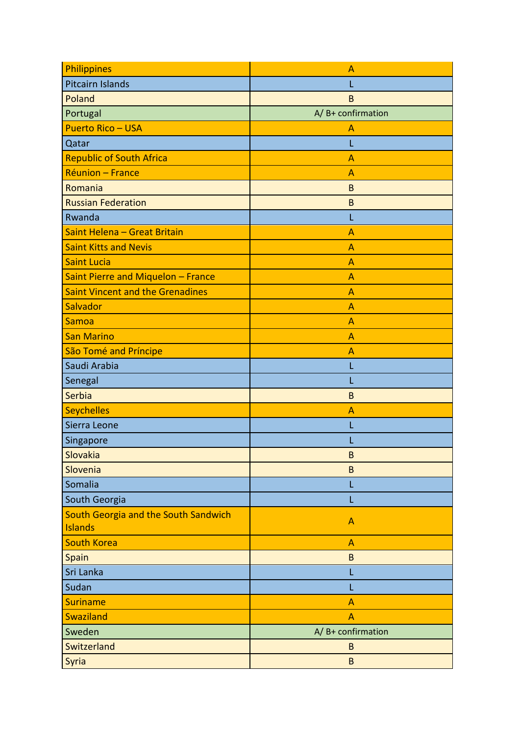| Philippines | A |
|---|---|
| Pitcairn Islands | L |
| Poland | B |
| Portugal | A/ B+ confirmation |
| Puerto Rico – USA | A |
| Qatar | L |
| Republic of South Africa | A |
| Réunion – France | A |
| Romania | B |
| Russian Federation | B |
| Rwanda | L |
| Saint Helena – Great Britain | A |
| Saint Kitts and Nevis | A |
| Saint Lucia | A |
| Saint Pierre and Miquelon – France | A |
| Saint Vincent and the Grenadines | A |
| Salvador | A |
| Samoa | A |
| San Marino | A |
| São Tomé and Príncipe | A |
| Saudi Arabia | L |
| Senegal | L |
| Serbia | B |
| Seychelles | A |
| Sierra Leone | L |
| Singapore | L |
| Slovakia | B |
| Slovenia | B |
| Somalia | L |
| South Georgia | L |
| South Georgia and the South Sandwich Islands | A |
| South Korea | A |
| Spain | B |
| Sri Lanka | L |
| Sudan | L |
| Suriname | A |
| Swaziland | A |
| Sweden | A/ B+ confirmation |
| Switzerland | B |
| Syria | B |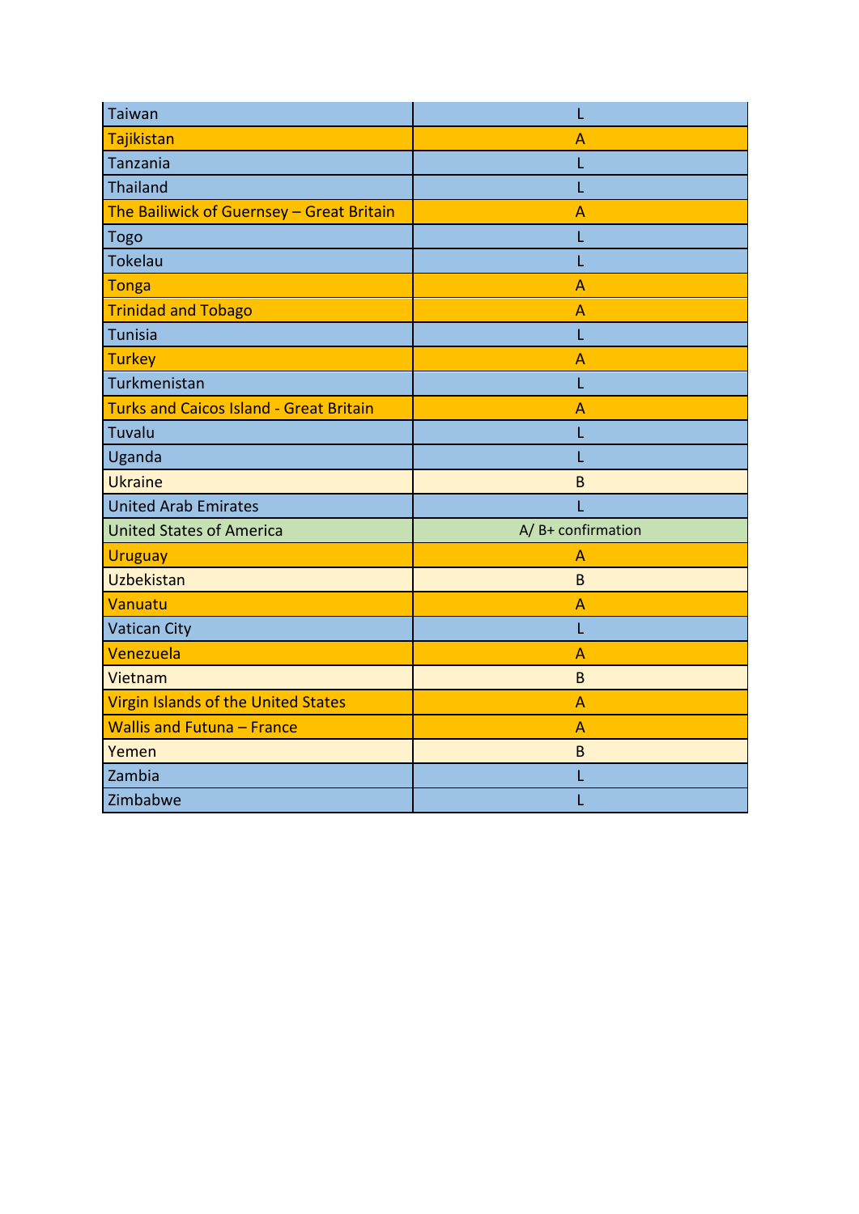| | |
|---|---|
| Taiwan | L |
| Tajikistan | A |
| Tanzania | L |
| Thailand | L |
| The Bailiwick of Guernsey – Great Britain | A |
| Togo | L |
| Tokelau | L |
| Tonga | A |
| Trinidad and Tobago | A |
| Tunisia | L |
| Turkey | A |
| Turkmenistan | L |
| Turks and Caicos Island - Great Britain | A |
| Tuvalu | L |
| Uganda | L |
| Ukraine | B |
| United Arab Emirates | L |
| United States of America | A/ B+ confirmation |
| Uruguay | A |
| Uzbekistan | B |
| Vanuatu | A |
| Vatican City | L |
| Venezuela | A |
| Vietnam | B |
| Virgin Islands of the United States | A |
| Wallis and Futuna – France | A |
| Yemen | B |
| Zambia | L |
| Zimbabwe | L |